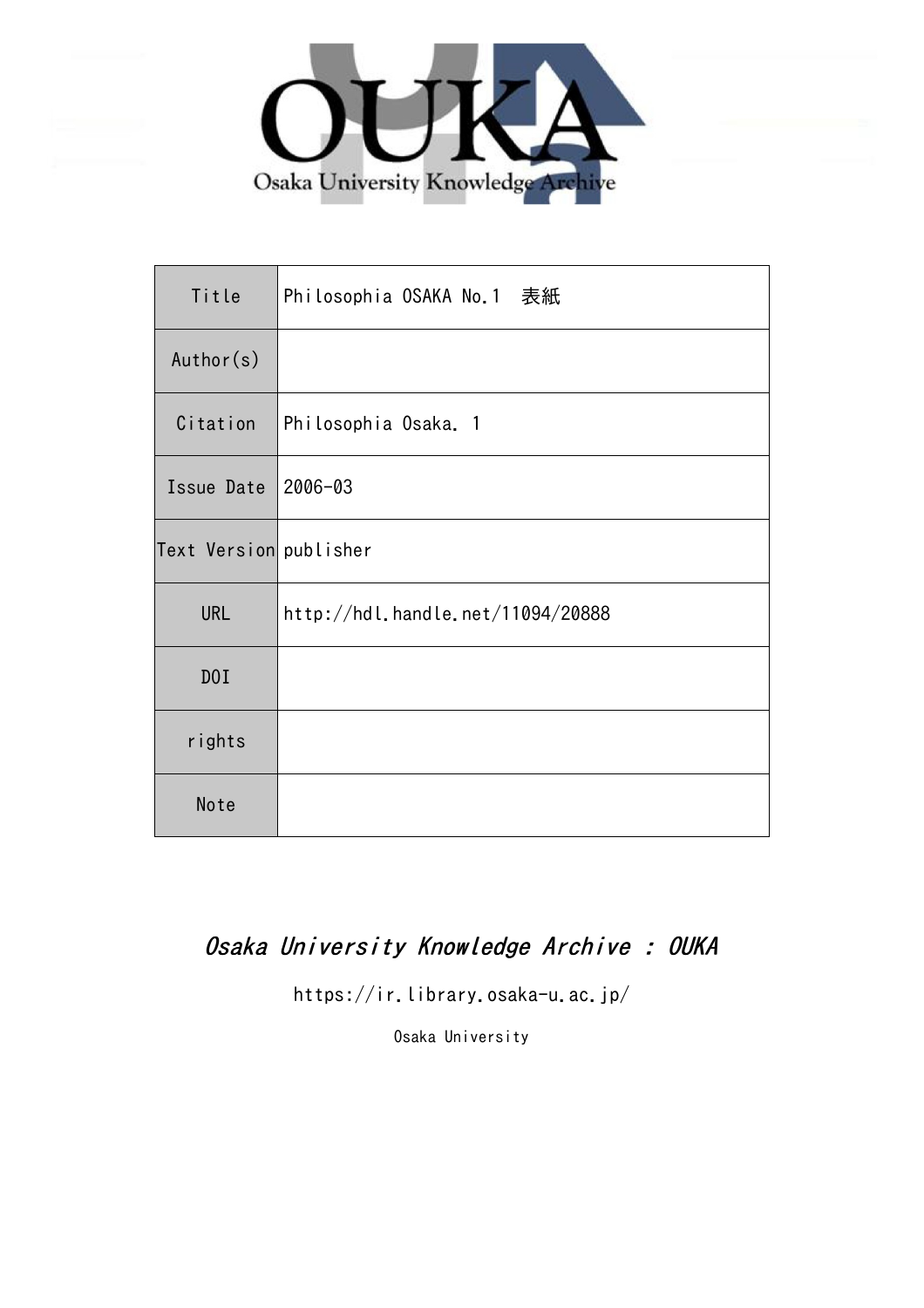OUKA

Osaka University Knowledge Archive

| Title | Philosophia OSAKA No.1　表紙 |
| --- | --- |
| Author(s) | |
| Citation | Philosophia Osaka. 1 |
| Issue Date | 2006-03 |
| Text Version | publisher |
| URL | http://hdl.handle.net/11094/20888 |
| DOI | |
| rights | |
| Note | |

*Osaka University Knowledge Archive : OUKA*

https://ir.library.osaka-u.ac.jp/

Osaka University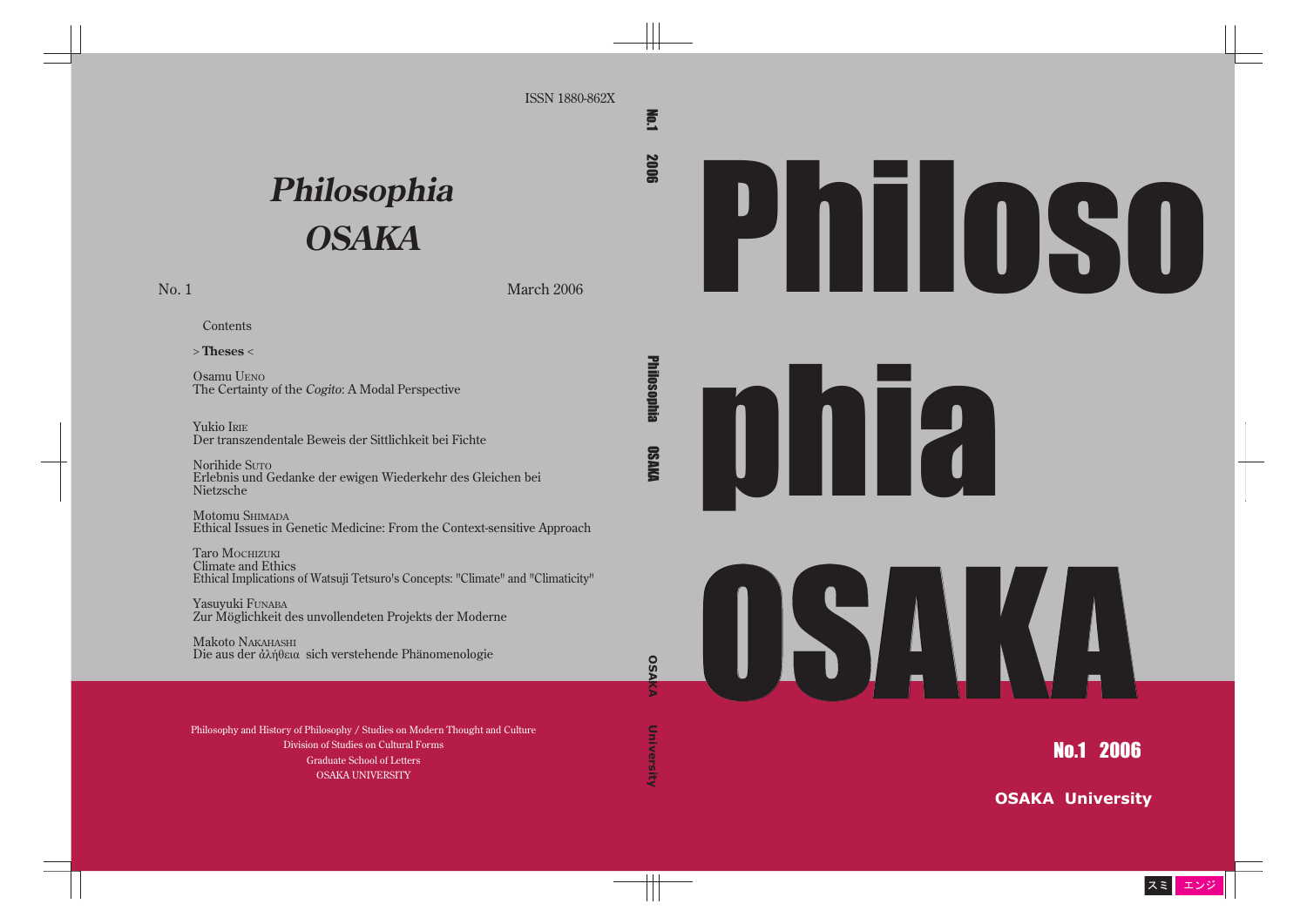ISSN 1880-862X

# *Philosophia OSAKA*

No. 1 March 2006

Contents

> **Theses** <

Osamu Ueno
The Certainty of the *Cogito*: A Modal Perspective

Yukio Irie
Der transzendentale Beweis der Sittlichkeit bei Fichte

Norihide Suto
Erlebnis und Gedanke der ewigen Wiederkehr des Gleichen bei Nietzsche

Motomu Shimada
Ethical Issues in Genetic Medicine: From the Context-sensitive Approach

Taro Mochizuki
Climate and Ethics
Ethical Implications of Watsuji Tetsuro's Concepts: "Climate" and "Climaticity"

Yasuyuki Funaba
Zur Möglichkeit des unvollendeten Projekts der Moderne

Makoto Nakahashi
Die aus der ἀλήθεια sich verstehende Phänomenologie

Philosophy and History of Philosophy / Studies on Modern Thought and Culture
Division of Studies on Cultural Forms
Graduate School of Letters
OSAKA UNIVERSITY

No.1 2006 Philosophia OSAKA OSAKA University

# Philosophia OSAKA

No.1 2006

**OSAKA University**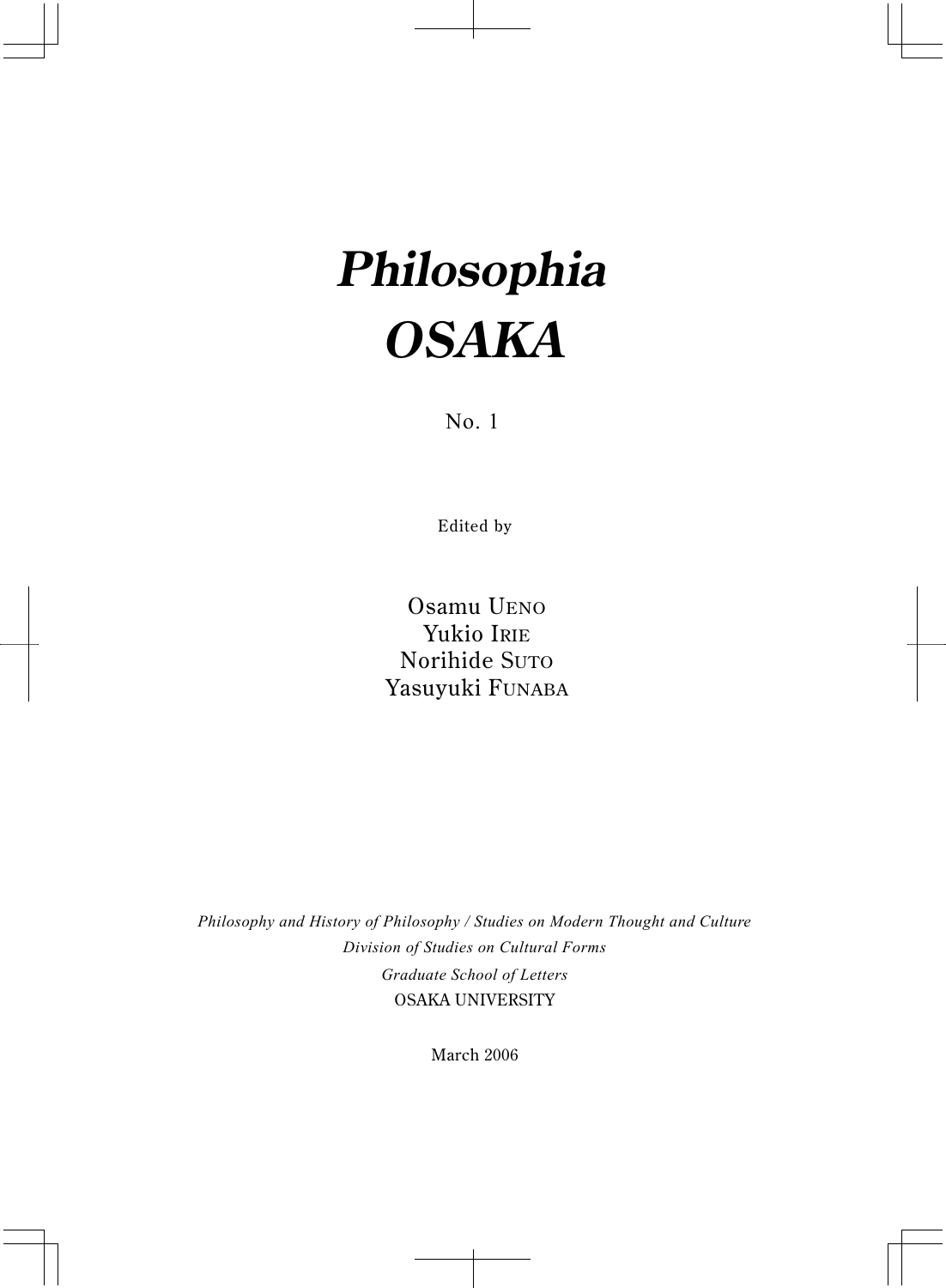# *Philosophia*
# *OSAKA*

No. 1

Edited by

Osamu UENO
Yukio IRIE
Norihide SUTO
Yasuyuki FUNABA

*Philosophy and History of Philosophy / Studies on Modern Thought and Culture*
*Division of Studies on Cultural Forms*
*Graduate School of Letters*
OSAKA UNIVERSITY

March 2006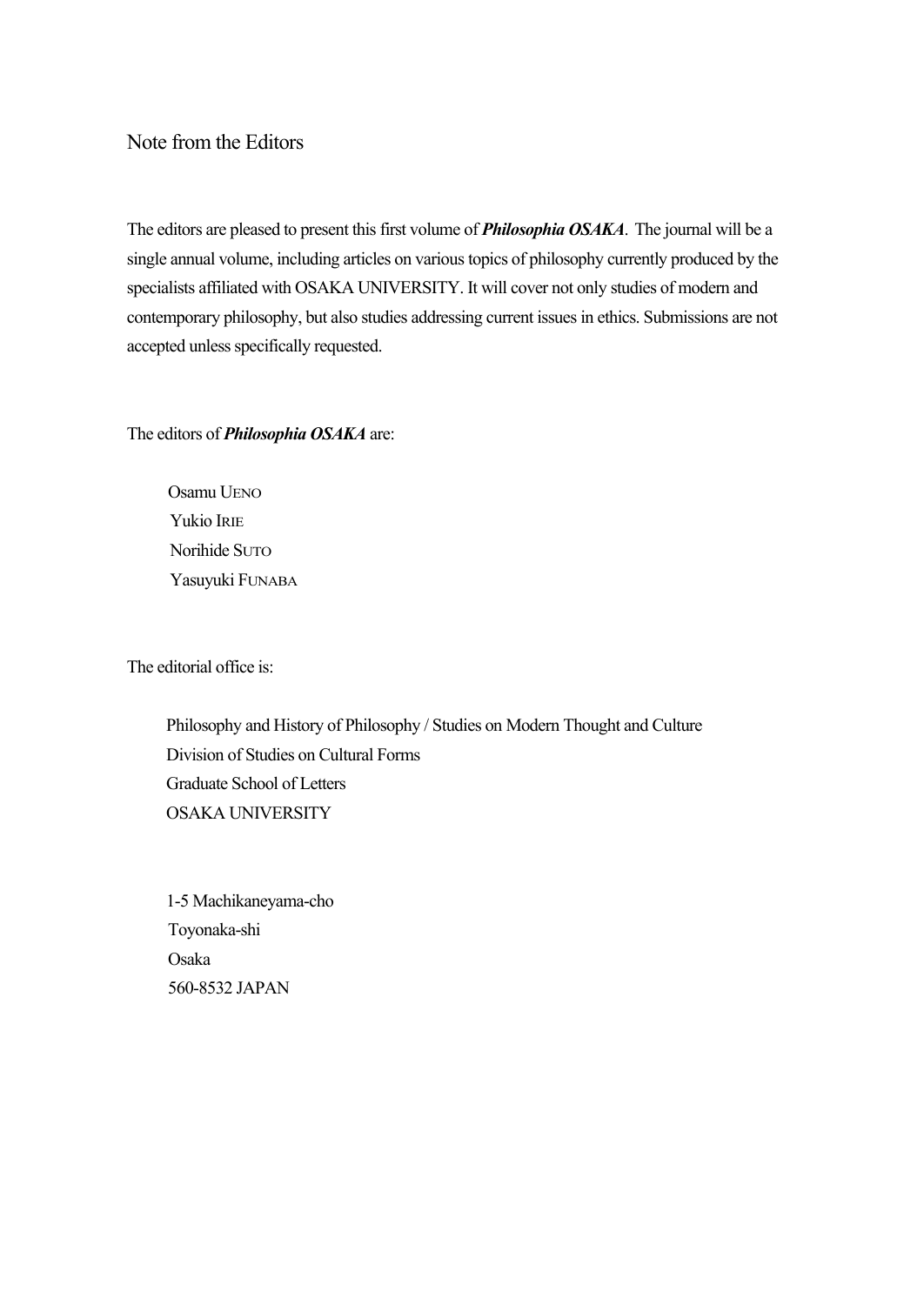# Note from the Editors

The editors are pleased to present this first volume of ***Philosophia OSAKA***. The journal will be a single annual volume, including articles on various topics of philosophy currently produced by the specialists affiliated with OSAKA UNIVERSITY. It will cover not only studies of modern and contemporary philosophy, but also studies addressing current issues in ethics. Submissions are not accepted unless specifically requested.

The editors of ***Philosophia OSAKA*** are:

Osamu UENO
Yukio IRIE
Norihide SUTO
Yasuyuki FUNABA

The editorial office is:

Philosophy and History of Philosophy / Studies on Modern Thought and Culture
Division of Studies on Cultural Forms
Graduate School of Letters
OSAKA UNIVERSITY

1-5 Machikaneyama-cho
Toyonaka-shi
Osaka
560-8532 JAPAN